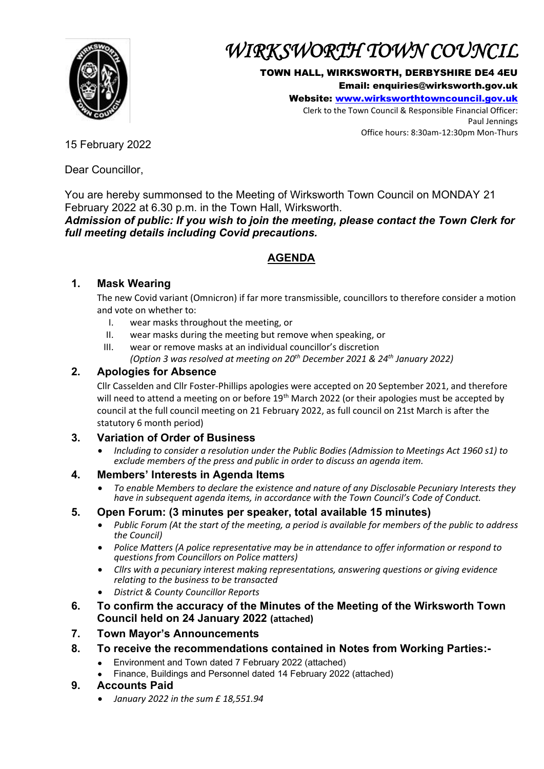# WIRKSWORTH TOWN COUNCIL

**TOWN HALL, WIRKSWORTH, DERBYSHIRE DE4 4EU**
**Email: enquiries@wirksworth.gov.uk**
**Website: www.wirksworthtowncouncil.gov.uk**
Clerk to the Town Council & Responsible Financial Officer:
Paul Jennings
Office hours: 8:30am-12:30pm Mon-Thurs

15 February 2022

Dear Councillor,

You are hereby summonsed to the Meeting of Wirksworth Town Council on MONDAY 21 February 2022 at 6.30 p.m. in the Town Hall, Wirksworth.
***Admission of public: If you wish to join the meeting, please contact the Town Clerk for full meeting details including Covid precautions.***

## AGENDA

### 1. Mask Wearing

The new Covid variant (Omnicron) if far more transmissible, councillors to therefore consider a motion and vote on whether to:

I. wear masks throughout the meeting, or
II. wear masks during the meeting but remove when speaking, or
III. wear or remove masks at an individual councillor's discretion
*(Option 3 was resolved at meeting on 20th December 2021 & 24th January 2022)*

### 2. Apologies for Absence

Cllr Casselden and Cllr Foster-Phillips apologies were accepted on 20 September 2021, and therefore will need to attend a meeting on or before 19th March 2022 (or their apologies must be accepted by council at the full council meeting on 21 February 2022, as full council on 21st March is after the statutory 6 month period)

### 3. Variation of Order of Business

- *Including to consider a resolution under the Public Bodies (Admission to Meetings Act 1960 s1) to exclude members of the press and public in order to discuss an agenda item.*

### 4. Members' Interests in Agenda Items

- *To enable Members to declare the existence and nature of any Disclosable Pecuniary Interests they have in subsequent agenda items, in accordance with the Town Council's Code of Conduct.*

### 5. Open Forum: (3 minutes per speaker, total available 15 minutes)

- *Public Forum (At the start of the meeting, a period is available for members of the public to address the Council)*
- *Police Matters (A police representative may be in attendance to offer information or respond to questions from Councillors on Police matters)*
- *Cllrs with a pecuniary interest making representations, answering questions or giving evidence relating to the business to be transacted*
- *District & County Councillor Reports*

### 6. To confirm the accuracy of the Minutes of the Meeting of the Wirksworth Town Council held on 24 January 2022 (attached)

### 7. Town Mayor's Announcements

### 8. To receive the recommendations contained in Notes from Working Parties:-

- Environment and Town dated 7 February 2022 (attached)
- Finance, Buildings and Personnel dated 14 February 2022 (attached)

### 9. Accounts Paid

- *January 2022 in the sum £ 18,551.94*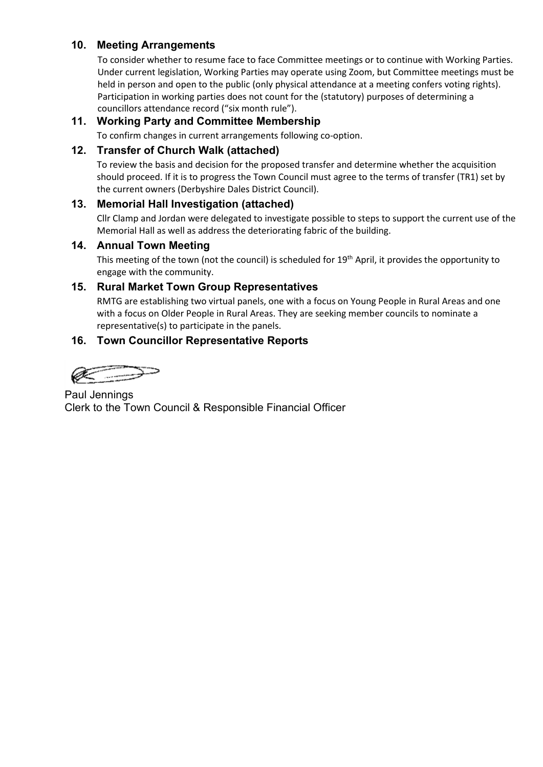## 10. Meeting Arrangements

To consider whether to resume face to face Committee meetings or to continue with Working Parties. Under current legislation, Working Parties may operate using Zoom, but Committee meetings must be held in person and open to the public (only physical attendance at a meeting confers voting rights). Participation in working parties does not count for the (statutory) purposes of determining a councillors attendance record ("six month rule").

## 11. Working Party and Committee Membership

To confirm changes in current arrangements following co-option.

## 12. Transfer of Church Walk (attached)

To review the basis and decision for the proposed transfer and determine whether the acquisition should proceed. If it is to progress the Town Council must agree to the terms of transfer (TR1) set by the current owners (Derbyshire Dales District Council).

## 13. Memorial Hall Investigation (attached)

Cllr Clamp and Jordan were delegated to investigate possible to steps to support the current use of the Memorial Hall as well as address the deteriorating fabric of the building.

## 14. Annual Town Meeting

This meeting of the town (not the council) is scheduled for 19th April, it provides the opportunity to engage with the community.

## 15. Rural Market Town Group Representatives

RMTG are establishing two virtual panels, one with a focus on Young People in Rural Areas and one with a focus on Older People in Rural Areas. They are seeking member councils to nominate a representative(s) to participate in the panels.

## 16. Town Councillor Representative Reports

Paul Jennings
Clerk to the Town Council & Responsible Financial Officer